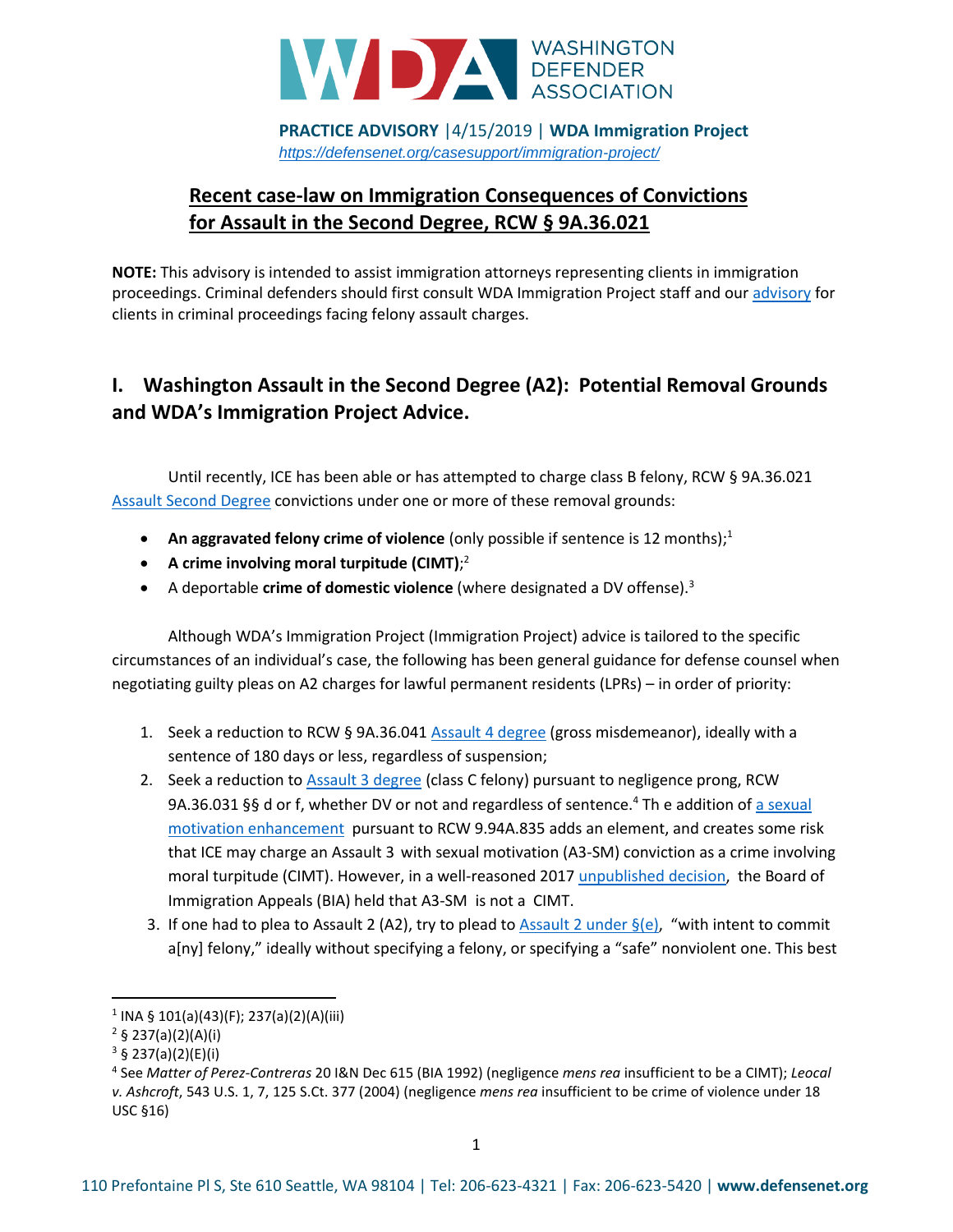WASHINGTON DEFENDER ASSOCIATION

**PRACTICE ADVISORY** |4/15/2019 | **WDA Immigration Project**
*https://defensenet.org/casesupport/immigration-project/*

## Recent case-law on Immigration Consequences of Convictions for Assault in the Second Degree, RCW § 9A.36.021

**NOTE:** This advisory is intended to assist immigration attorneys representing clients in immigration proceedings. Criminal defenders should first consult WDA Immigration Project staff and our advisory for clients in criminal proceedings facing felony assault charges.

## I. Washington Assault in the Second Degree (A2): Potential Removal Grounds and WDA's Immigration Project Advice.

Until recently, ICE has been able or has attempted to charge class B felony, RCW § 9A.36.021 Assault Second Degree convictions under one or more of these removal grounds:

- **An aggravated felony crime of violence** (only possible if sentence is 12 months);[1]
- **A crime involving moral turpitude (CIMT)**;[2]
- A deportable **crime of domestic violence** (where designated a DV offense).[3]

Although WDA's Immigration Project (Immigration Project) advice is tailored to the specific circumstances of an individual's case, the following has been general guidance for defense counsel when negotiating guilty pleas on A2 charges for lawful permanent residents (LPRs) – in order of priority:

1. Seek a reduction to RCW § 9A.36.041 Assault 4 degree (gross misdemeanor), ideally with a sentence of 180 days or less, regardless of suspension;
2. Seek a reduction to Assault 3 degree (class C felony) pursuant to negligence prong, RCW 9A.36.031 §§ d or f, whether DV or not and regardless of sentence.[4] Th e addition of a sexual motivation enhancement pursuant to RCW 9.94A.835 adds an element, and creates some risk that ICE may charge an Assault 3 with sexual motivation (A3-SM) conviction as a crime involving moral turpitude (CIMT). However, in a well-reasoned 2017 unpublished decision, the Board of Immigration Appeals (BIA) held that A3-SM is not a CIMT.
3. If one had to plea to Assault 2 (A2), try to plead to Assault 2 under §(e), "with intent to commit a[ny] felony," ideally without specifying a felony, or specifying a "safe" nonviolent one. This best

---

[1] INA § 101(a)(43)(F); 237(a)(2)(A)(iii)

[2] § 237(a)(2)(A)(i)

[3] § 237(a)(2)(E)(i)

[4] See *Matter of Perez-Contreras* 20 I&N Dec 615 (BIA 1992) (negligence *mens rea* insufficient to be a CIMT); *Leocal v. Ashcroft*, 543 U.S. 1, 7, 125 S.Ct. 377 (2004) (negligence *mens rea* insufficient to be crime of violence under 18 USC §16)

110 Prefontaine Pl S, Ste 610 Seattle, WA 98104 | Tel: 206-623-4321 | Fax: 206-623-5420 | **www.defensenet.org**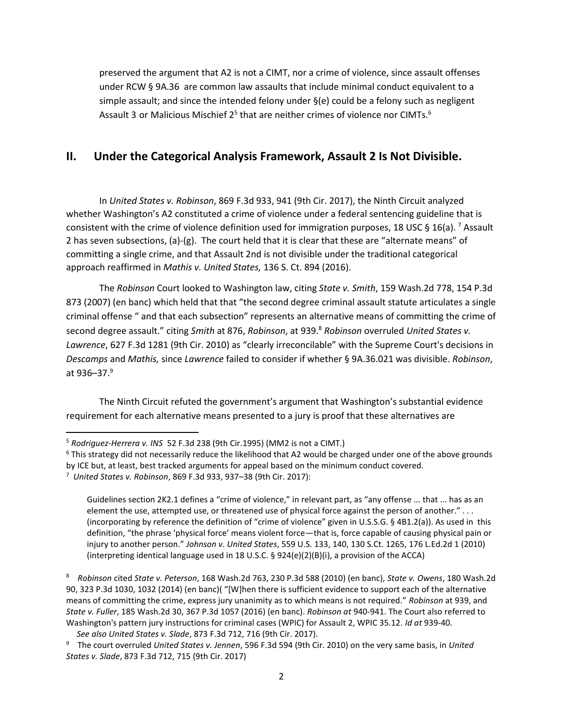preserved the argument that A2 is not a CIMT, nor a crime of violence, since assault offenses under RCW § 9A.36 are common law assaults that include minimal conduct equivalent to a simple assault; and since the intended felony under §(e) could be a felony such as negligent Assault 3 or Malicious Mischief 2[5] that are neither crimes of violence nor CIMTs.[6]

## II. Under the Categorical Analysis Framework, Assault 2 Is Not Divisible.

In *United States v. Robinson*, 869 F.3d 933, 941 (9th Cir. 2017), the Ninth Circuit analyzed whether Washington's A2 constituted a crime of violence under a federal sentencing guideline that is consistent with the crime of violence definition used for immigration purposes, 18 USC § 16(a).[7] Assault 2 has seven subsections, (a)-(g). The court held that it is clear that these are "alternate means" of committing a single crime, and that Assault 2nd is not divisible under the traditional categorical approach reaffirmed in *Mathis v. United States,* 136 S. Ct. 894 (2016).

The *Robinson* Court looked to Washington law, citing *State v. Smith*, 159 Wash.2d 778, 154 P.3d 873 (2007) (en banc) which held that that "the second degree criminal assault statute articulates a single criminal offense " and that each subsection" represents an alternative means of committing the crime of second degree assault." citing *Smith* at 876, *Robinson*, at 939.[8] *Robinson* overruled *United States v. Lawrence*, 627 F.3d 1281 (9th Cir. 2010) as "clearly irreconcilable" with the Supreme Court's decisions in *Descamps* and *Mathis,* since *Lawrence* failed to consider if whether § 9A.36.021 was divisible. *Robinson*, at 936–37.[9]

The Ninth Circuit refuted the government's argument that Washington's substantial evidence requirement for each alternative means presented to a jury is proof that these alternatives are

---

[5] *Rodriguez-Herrera v. INS* 52 F.3d 238 (9th Cir.1995) (MM2 is not a CIMT.)

[6] This strategy did not necessarily reduce the likelihood that A2 would be charged under one of the above grounds by ICE but, at least, best tracked arguments for appeal based on the minimum conduct covered.

[7] *United States v. Robinson*, 869 F.3d 933, 937–38 (9th Cir. 2017):

> Guidelines section 2K2.1 defines a "crime of violence," in relevant part, as "any offense ... that ... has as an element the use, attempted use, or threatened use of physical force against the person of another." . . . (incorporating by reference the definition of "crime of violence" given in U.S.S.G. § 4B1.2(a)). As used in this definition, "the phrase 'physical force' means violent force—that is, force capable of causing physical pain or injury to another person." *Johnson v. United States*, 559 U.S. 133, 140, 130 S.Ct. 1265, 176 L.Ed.2d 1 (2010) (interpreting identical language used in 18 U.S.C. § 924(e)(2)(B)(i), a provision of the ACCA)

[8] *Robinson* cited *State v. Peterson*, 168 Wash.2d 763, 230 P.3d 588 (2010) (en banc), *State v. Owens*, 180 Wash.2d 90, 323 P.3d 1030, 1032 (2014) (en banc)( "[W]hen there is sufficient evidence to support each of the alternative means of committing the crime, express jury unanimity as to which means is not required." *Robinson* at 939, and *State v. Fuller*, 185 Wash.2d 30, 367 P.3d 1057 (2016) (en banc). *Robinson at* 940-941. The Court also referred to Washington's pattern jury instructions for criminal cases (WPIC) for Assault 2, WPIC 35.12. *Id at* 939-40.
*See also United States v. Slade*, 873 F.3d 712, 716 (9th Cir. 2017).

[9] The court overruled *United States v. Jennen*, 596 F.3d 594 (9th Cir. 2010) on the very same basis, in *United States v. Slade*, 873 F.3d 712, 715 (9th Cir. 2017)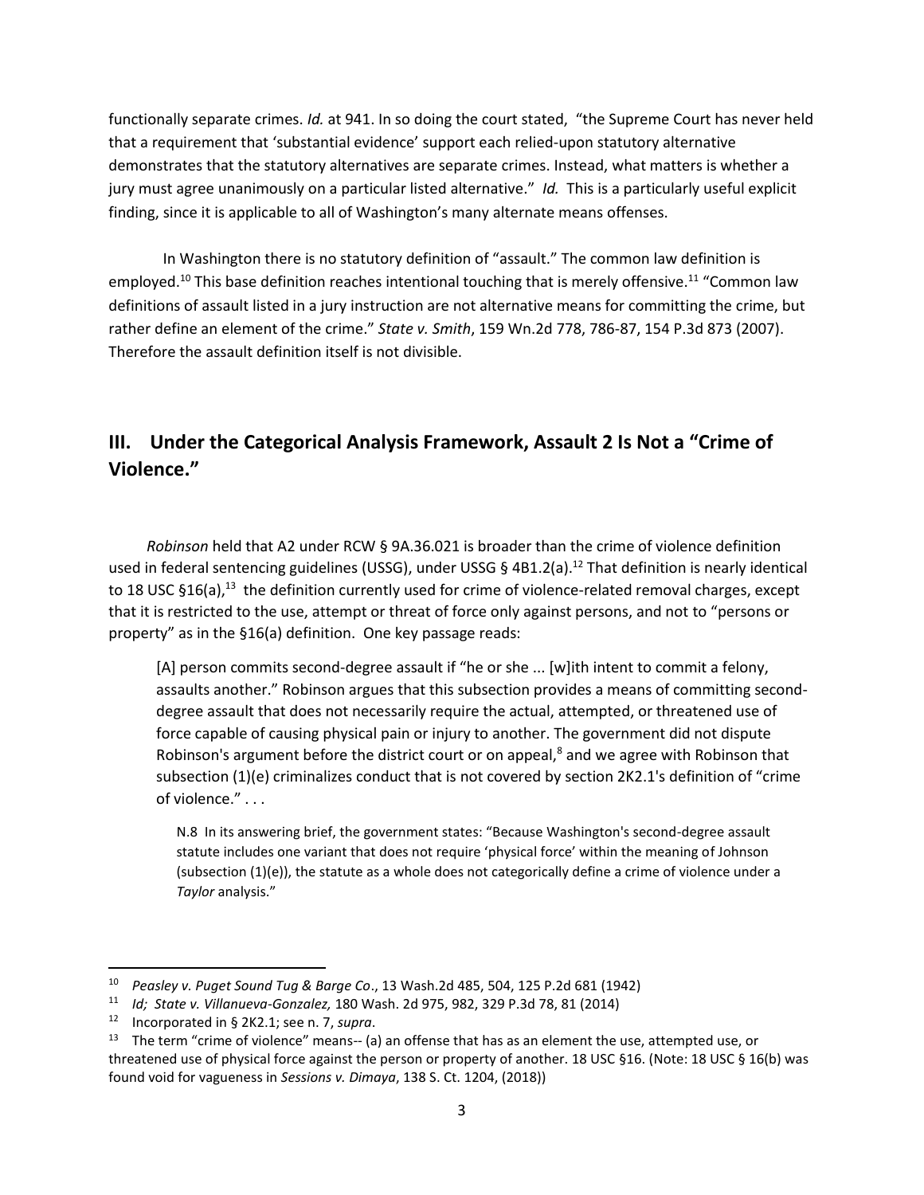functionally separate crimes. *Id.* at 941. In so doing the court stated, "the Supreme Court has never held that a requirement that 'substantial evidence' support each relied-upon statutory alternative demonstrates that the statutory alternatives are separate crimes. Instead, what matters is whether a jury must agree unanimously on a particular listed alternative." *Id.* This is a particularly useful explicit finding, since it is applicable to all of Washington's many alternate means offenses.

In Washington there is no statutory definition of "assault." The common law definition is employed.[10] This base definition reaches intentional touching that is merely offensive.[11] "Common law definitions of assault listed in a jury instruction are not alternative means for committing the crime, but rather define an element of the crime." *State v. Smith*, 159 Wn.2d 778, 786-87, 154 P.3d 873 (2007). Therefore the assault definition itself is not divisible.

## III. Under the Categorical Analysis Framework, Assault 2 Is Not a "Crime of Violence."

*Robinson* held that A2 under RCW § 9A.36.021 is broader than the crime of violence definition used in federal sentencing guidelines (USSG), under USSG § 4B1.2(a).[12] That definition is nearly identical to 18 USC §16(a),[13] the definition currently used for crime of violence-related removal charges, except that it is restricted to the use, attempt or threat of force only against persons, and not to "persons or property" as in the §16(a) definition. One key passage reads:

> [A] person commits second-degree assault if "he or she ... [w]ith intent to commit a felony, assaults another." Robinson argues that this subsection provides a means of committing second-degree assault that does not necessarily require the actual, attempted, or threatened use of force capable of causing physical pain or injury to another. The government did not dispute Robinson's argument before the district court or on appeal,[8] and we agree with Robinson that subsection (1)(e) criminalizes conduct that is not covered by section 2K2.1's definition of "crime of violence." . . .
>
> N.8 In its answering brief, the government states: "Because Washington's second-degree assault statute includes one variant that does not require 'physical force' within the meaning of Johnson (subsection (1)(e)), the statute as a whole does not categorically define a crime of violence under a *Taylor* analysis."

---

[10] *Peasley v. Puget Sound Tug & Barge Co*., 13 Wash.2d 485, 504, 125 P.2d 681 (1942)

[11] *Id; State v. Villanueva-Gonzalez,* 180 Wash. 2d 975, 982, 329 P.3d 78, 81 (2014)

[12] Incorporated in § 2K2.1; see n. 7, *supra*.

[13] The term "crime of violence" means-- (a) an offense that has as an element the use, attempted use, or threatened use of physical force against the person or property of another. 18 USC §16. (Note: 18 USC § 16(b) was found void for vagueness in *Sessions v. Dimaya*, 138 S. Ct. 1204, (2018))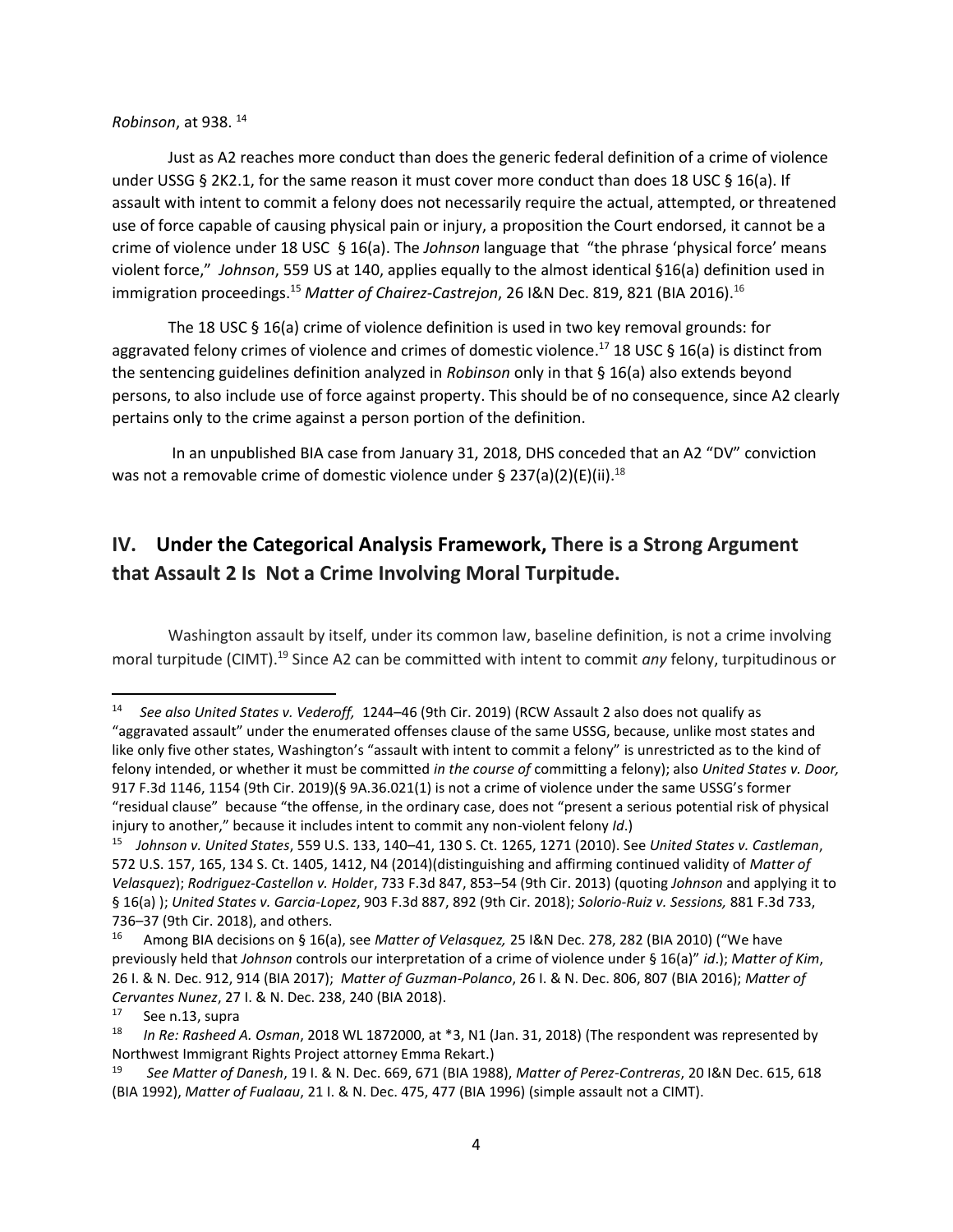*Robinson*, at 938. [14]

Just as A2 reaches more conduct than does the generic federal definition of a crime of violence under USSG § 2K2.1, for the same reason it must cover more conduct than does 18 USC § 16(a). If assault with intent to commit a felony does not necessarily require the actual, attempted, or threatened use of force capable of causing physical pain or injury, a proposition the Court endorsed, it cannot be a crime of violence under 18 USC § 16(a). The *Johnson* language that "the phrase 'physical force' means violent force," *Johnson*, 559 US at 140, applies equally to the almost identical §16(a) definition used in immigration proceedings.[15] *Matter of Chairez-Castrejon*, 26 I&N Dec. 819, 821 (BIA 2016).[16]

The 18 USC § 16(a) crime of violence definition is used in two key removal grounds: for aggravated felony crimes of violence and crimes of domestic violence.[17] 18 USC § 16(a) is distinct from the sentencing guidelines definition analyzed in *Robinson* only in that § 16(a) also extends beyond persons, to also include use of force against property. This should be of no consequence, since A2 clearly pertains only to the crime against a person portion of the definition.

In an unpublished BIA case from January 31, 2018, DHS conceded that an A2 "DV" conviction was not a removable crime of domestic violence under § 237(a)(2)(E)(ii).[18]

## IV. Under the Categorical Analysis Framework, There is a Strong Argument that Assault 2 Is Not a Crime Involving Moral Turpitude.

Washington assault by itself, under its common law, baseline definition, is not a crime involving moral turpitude (CIMT).[19] Since A2 can be committed with intent to commit *any* felony, turpitudinous or

---

[14] *See also United States v. Vederoff,* 1244–46 (9th Cir. 2019) (RCW Assault 2 also does not qualify as "aggravated assault" under the enumerated offenses clause of the same USSG, because, unlike most states and like only five other states, Washington's "assault with intent to commit a felony" is unrestricted as to the kind of felony intended, or whether it must be committed *in the course of* committing a felony); also *United States v. Door,* 917 F.3d 1146, 1154 (9th Cir. 2019)(§ 9A.36.021(1) is not a crime of violence under the same USSG's former "residual clause" because "the offense, in the ordinary case, does not "present a serious potential risk of physical injury to another," because it includes intent to commit any non-violent felony *Id*.)

[15] *Johnson v. United States*, 559 U.S. 133, 140–41, 130 S. Ct. 1265, 1271 (2010). See *United States v. Castleman*, 572 U.S. 157, 165, 134 S. Ct. 1405, 1412, N4 (2014)(distinguishing and affirming continued validity of *Matter of Velasquez*); *Rodriguez-Castellon v. Holder*, 733 F.3d 847, 853–54 (9th Cir. 2013) (quoting *Johnson* and applying it to § 16(a) ); *United States v. Garcia-Lopez*, 903 F.3d 887, 892 (9th Cir. 2018); *Solorio-Ruiz v. Sessions,* 881 F.3d 733, 736–37 (9th Cir. 2018), and others.

[16] Among BIA decisions on § 16(a), see *Matter of Velasquez,* 25 I&N Dec. 278, 282 (BIA 2010) ("We have previously held that *Johnson* controls our interpretation of a crime of violence under § 16(a)" *id*.); *Matter of Kim*, 26 I. & N. Dec. 912, 914 (BIA 2017); *Matter of Guzman-Polanco*, 26 I. & N. Dec. 806, 807 (BIA 2016); *Matter of Cervantes Nunez*, 27 I. & N. Dec. 238, 240 (BIA 2018).

[17] See n.13, supra

[18] *In Re: Rasheed A. Osman*, 2018 WL 1872000, at *3, N1 (Jan. 31, 2018) (The respondent was represented by Northwest Immigrant Rights Project attorney Emma Rekart.)

[19] *See Matter of Danesh*, 19 I. & N. Dec. 669, 671 (BIA 1988), *Matter of Perez-Contreras*, 20 I&N Dec. 615, 618 (BIA 1992), *Matter of Fualaau*, 21 I. & N. Dec. 475, 477 (BIA 1996) (simple assault not a CIMT).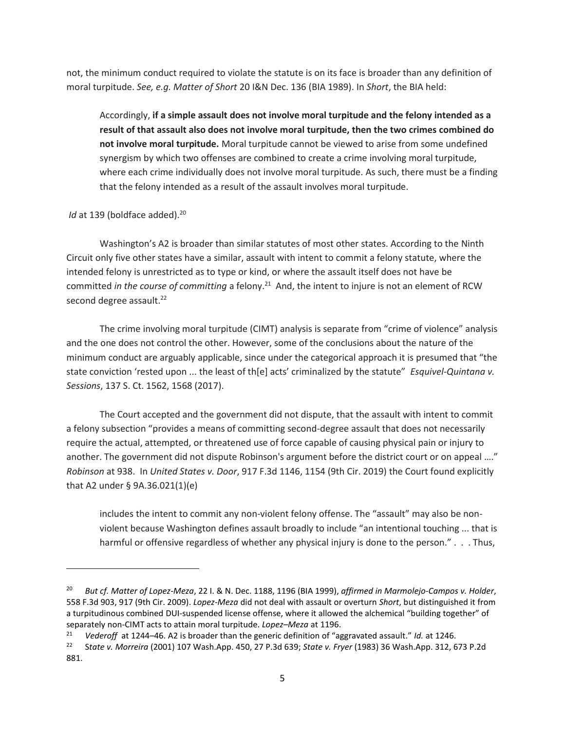not, the minimum conduct required to violate the statute is on its face is broader than any definition of moral turpitude. *See, e.g. Matter of Short* 20 I&N Dec. 136 (BIA 1989). In *Short*, the BIA held:

> Accordingly, **if a simple assault does not involve moral turpitude and the felony intended as a result of that assault also does not involve moral turpitude, then the two crimes combined do not involve moral turpitude.** Moral turpitude cannot be viewed to arise from some undefined synergism by which two offenses are combined to create a crime involving moral turpitude, where each crime individually does not involve moral turpitude. As such, there must be a finding that the felony intended as a result of the assault involves moral turpitude.

*Id* at 139 (boldface added).[20]

Washington's A2 is broader than similar statutes of most other states. According to the Ninth Circuit only five other states have a similar, assault with intent to commit a felony statute, where the intended felony is unrestricted as to type or kind, or where the assault itself does not have be committed *in the course of committing* a felony.[21] And, the intent to injure is not an element of RCW second degree assault.[22]

The crime involving moral turpitude (CIMT) analysis is separate from "crime of violence" analysis and the one does not control the other. However, some of the conclusions about the nature of the minimum conduct are arguably applicable, since under the categorical approach it is presumed that "the state conviction 'rested upon ... the least of th[e] acts' criminalized by the statute" *Esquivel-Quintana v. Sessions*, 137 S. Ct. 1562, 1568 (2017).

The Court accepted and the government did not dispute, that the assault with intent to commit a felony subsection "provides a means of committing second-degree assault that does not necessarily require the actual, attempted, or threatened use of force capable of causing physical pain or injury to another. The government did not dispute Robinson's argument before the district court or on appeal …." *Robinson* at 938. In *United States v. Door*, 917 F.3d 1146, 1154 (9th Cir. 2019) the Court found explicitly that A2 under § 9A.36.021(1)(e)

> includes the intent to commit any non-violent felony offense. The "assault" may also be non-violent because Washington defines assault broadly to include "an intentional touching ... that is harmful or offensive regardless of whether any physical injury is done to the person." . . . Thus,

---

[20] *But cf. Matter of Lopez-Meza*, 22 I. & N. Dec. 1188, 1196 (BIA 1999), *affirmed in Marmolejo-Campos v. Holder*, 558 F.3d 903, 917 (9th Cir. 2009). *Lopez-Meza* did not deal with assault or overturn *Short*, but distinguished it from a turpitudinous combined DUI-suspended license offense, where it allowed the alchemical "building together" of separately non-CIMT acts to attain moral turpitude. *Lopez–Meza* at 1196.

[21] *Vederoff* at 1244–46. A2 is broader than the generic definition of "aggravated assault." *Id.* at 1246.

[22] *State v. Morreira* (2001) 107 Wash.App. 450, 27 P.3d 639; *State v. Fryer* (1983) 36 Wash.App. 312, 673 P.2d 881.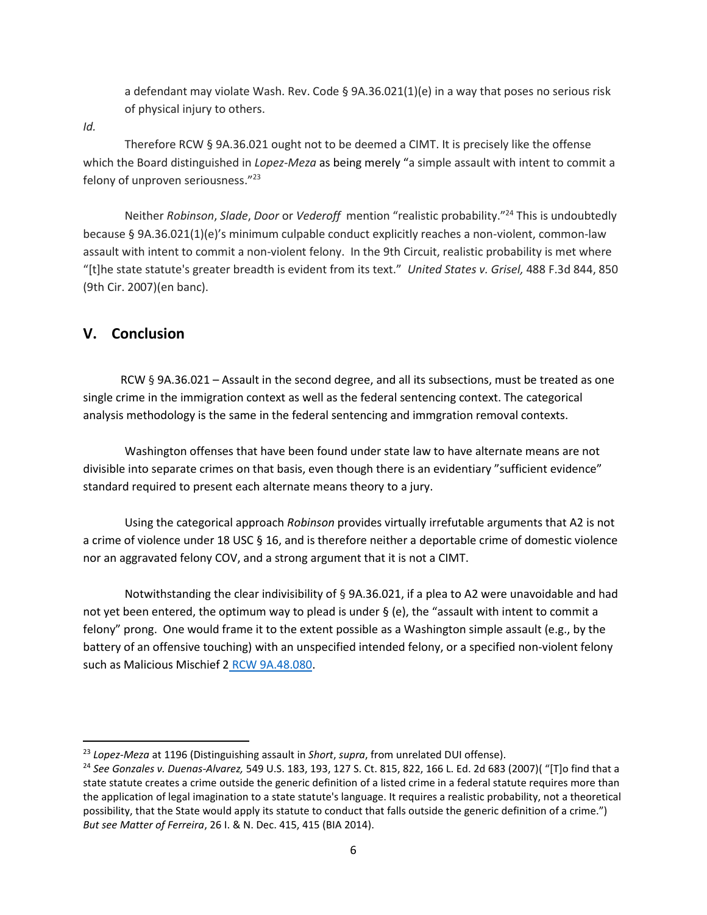a defendant may violate Wash. Rev. Code § 9A.36.021(1)(e) in a way that poses no serious risk of physical injury to others.

*Id.*

Therefore RCW § 9A.36.021 ought not to be deemed a CIMT. It is precisely like the offense which the Board distinguished in *Lopez-Meza* as being merely "a simple assault with intent to commit a felony of unproven seriousness."[23]

Neither *Robinson*, *Slade*, *Door* or *Vederoff* mention "realistic probability."[24] This is undoubtedly because § 9A.36.021(1)(e)'s minimum culpable conduct explicitly reaches a non-violent, common-law assault with intent to commit a non-violent felony. In the 9th Circuit, realistic probability is met where "[t]he state statute's greater breadth is evident from its text." *United States v. Grisel,* 488 F.3d 844, 850 (9th Cir. 2007)(en banc).

## V. Conclusion

RCW § 9A.36.021 – Assault in the second degree, and all its subsections, must be treated as one single crime in the immigration context as well as the federal sentencing context. The categorical analysis methodology is the same in the federal sentencing and immgration removal contexts.

Washington offenses that have been found under state law to have alternate means are not divisible into separate crimes on that basis, even though there is an evidentiary "sufficient evidence" standard required to present each alternate means theory to a jury.

Using the categorical approach *Robinson* provides virtually irrefutable arguments that A2 is not a crime of violence under 18 USC § 16, and is therefore neither a deportable crime of domestic violence nor an aggravated felony COV, and a strong argument that it is not a CIMT.

Notwithstanding the clear indivisibility of § 9A.36.021, if a plea to A2 were unavoidable and had not yet been entered, the optimum way to plead is under § (e), the "assault with intent to commit a felony" prong. One would frame it to the extent possible as a Washington simple assault (e.g., by the battery of an offensive touching) with an unspecified intended felony, or a specified non-violent felony such as Malicious Mischief 2 RCW 9A.48.080.

---

[23] *Lopez-Meza* at 1196 (Distinguishing assault in *Short*, *supra*, from unrelated DUI offense).

[24] *See Gonzales v. Duenas-Alvarez,* 549 U.S. 183, 193, 127 S. Ct. 815, 822, 166 L. Ed. 2d 683 (2007)( "[T]o find that a state statute creates a crime outside the generic definition of a listed crime in a federal statute requires more than the application of legal imagination to a state statute's language. It requires a realistic probability, not a theoretical possibility, that the State would apply its statute to conduct that falls outside the generic definition of a crime.") *But see Matter of Ferreira*, 26 I. & N. Dec. 415, 415 (BIA 2014).